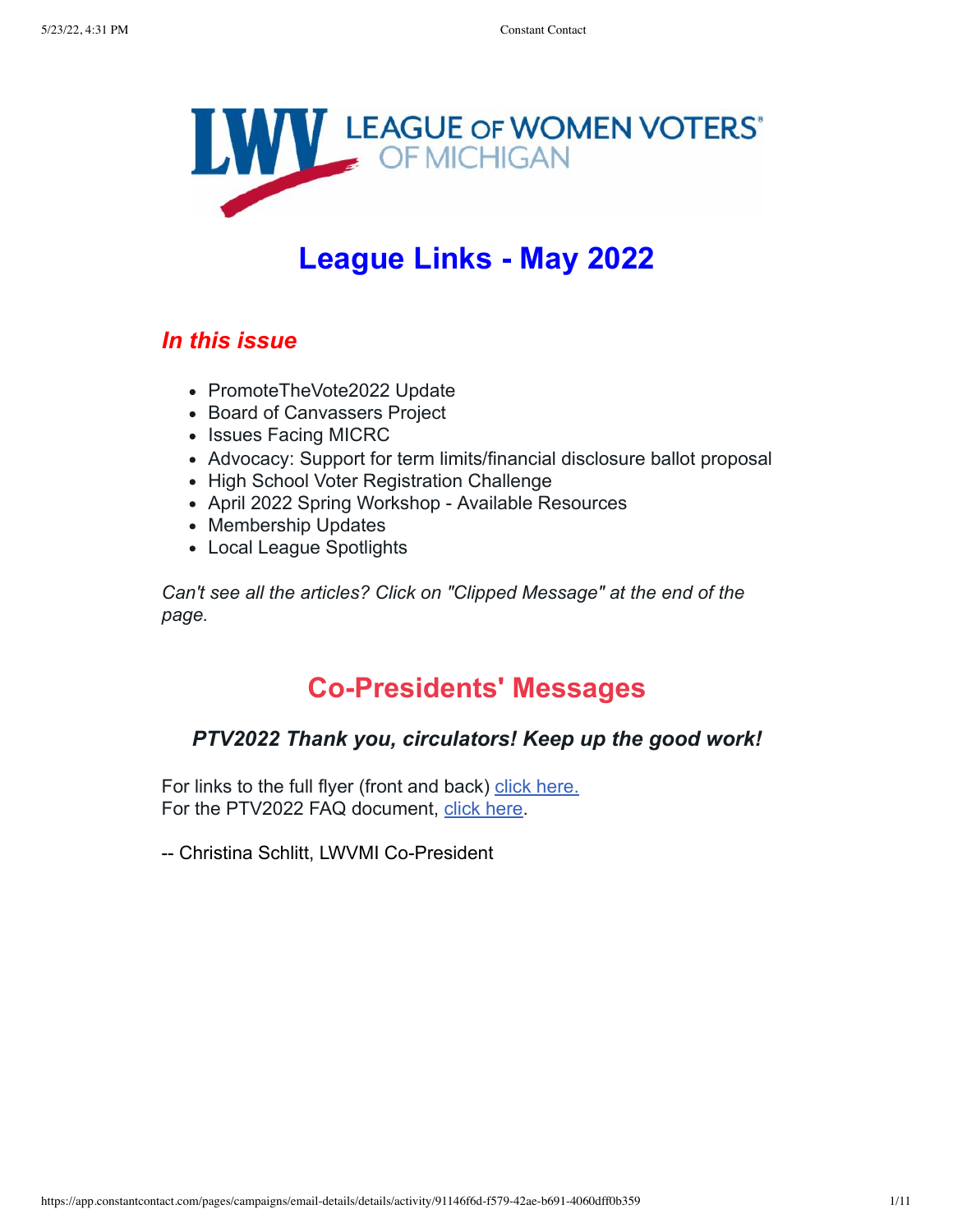LEAGUE OF WOMEN VOTERS OF MICHIGAN

# League Links - May 2022

## *In this issue*

- PromoteTheVote2022 Update
- Board of Canvassers Project
- Issues Facing MICRC
- Advocacy: Support for term limits/financial disclosure ballot proposal
- High School Voter Registration Challenge
- April 2022 Spring Workshop - Available Resources
- Membership Updates
- Local League Spotlights

*Can't see all the articles? Click on "Clipped Message" at the end of the page.*

## Co-Presidents' Messages

### *PTV2022 Thank you, circulators! Keep up the good work!*

For links to the full flyer (front and back) click here.
For the PTV2022 FAQ document, click here.

-- Christina Schlitt, LWVMI Co-President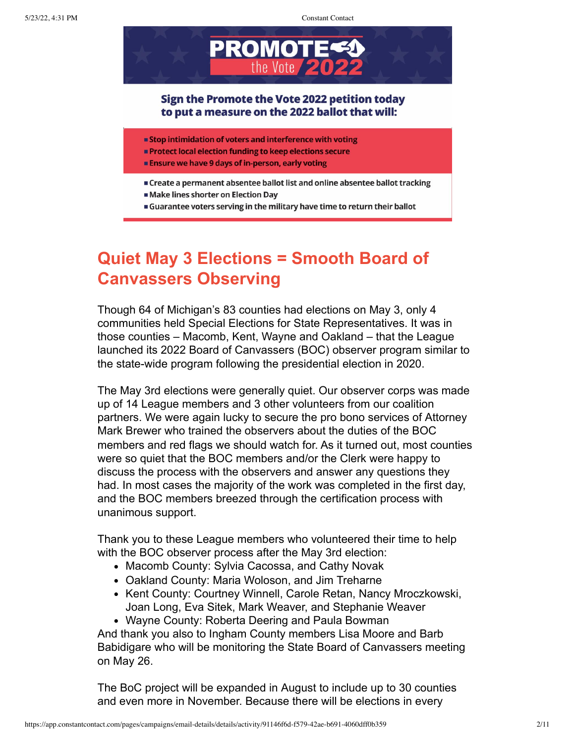PROMOTE the Vote 2022

**Sign the Promote the Vote 2022 petition today to put a measure on the 2022 ballot that will:**

- **Stop intimidation of voters and interference with voting**
- **Protect local election funding to keep elections secure**
- **Ensure we have 9 days of in-person, early voting**
- **Create a permanent absentee ballot list and online absentee ballot tracking**
- **Make lines shorter on Election Day**
- **Guarantee voters serving in the military have time to return their ballot**

## Quiet May 3 Elections = Smooth Board of Canvassers Observing

Though 64 of Michigan's 83 counties had elections on May 3, only 4 communities held Special Elections for State Representatives. It was in those counties – Macomb, Kent, Wayne and Oakland – that the League launched its 2022 Board of Canvassers (BOC) observer program similar to the state-wide program following the presidential election in 2020.

The May 3rd elections were generally quiet. Our observer corps was made up of 14 League members and 3 other volunteers from our coalition partners. We were again lucky to secure the pro bono services of Attorney Mark Brewer who trained the observers about the duties of the BOC members and red flags we should watch for. As it turned out, most counties were so quiet that the BOC members and/or the Clerk were happy to discuss the process with the observers and answer any questions they had. In most cases the majority of the work was completed in the first day, and the BOC members breezed through the certification process with unanimous support.

Thank you to these League members who volunteered their time to help with the BOC observer process after the May 3rd election:

- Macomb County: Sylvia Cacossa, and Cathy Novak
- Oakland County: Maria Woloson, and Jim Treharne
- Kent County: Courtney Winnell, Carole Retan, Nancy Mroczkowski, Joan Long, Eva Sitek, Mark Weaver, and Stephanie Weaver
- Wayne County: Roberta Deering and Paula Bowman

And thank you also to Ingham County members Lisa Moore and Barb Babidigare who will be monitoring the State Board of Canvassers meeting on May 26.

The BoC project will be expanded in August to include up to 30 counties and even more in November. Because there will be elections in every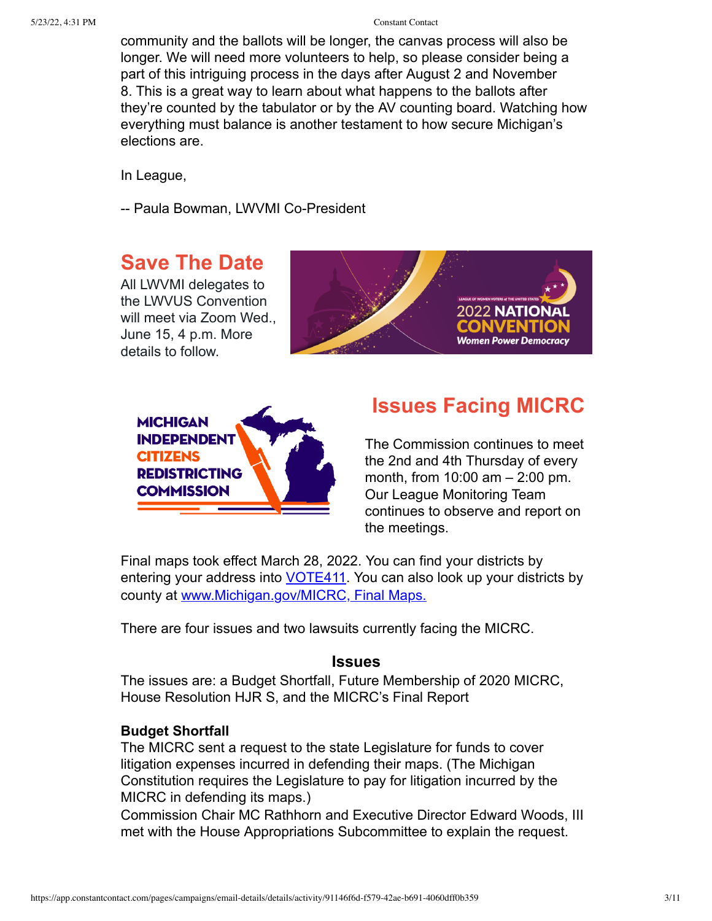community and the ballots will be longer, the canvas process will also be longer. We will need more volunteers to help, so please consider being a part of this intriguing process in the days after August 2 and November 8. This is a great way to learn about what happens to the ballots after they're counted by the tabulator or by the AV counting board. Watching how everything must balance is another testament to how secure Michigan's elections are.

In League,

-- Paula Bowman, LWVMI Co-President

## Save The Date

All LWVMI delegates to the LWVUS Convention will meet via Zoom Wed., June 15, 4 p.m. More details to follow.

## Issues Facing MICRC

The Commission continues to meet the 2nd and 4th Thursday of every month, from 10:00 am – 2:00 pm. Our League Monitoring Team continues to observe and report on the meetings.

Final maps took effect March 28, 2022. You can find your districts by entering your address into VOTE411. You can also look up your districts by county at www.Michigan.gov/MICRC, Final Maps.

There are four issues and two lawsuits currently facing the MICRC.

### Issues

The issues are: a Budget Shortfall, Future Membership of 2020 MICRC, House Resolution HJR S, and the MICRC's Final Report

**Budget Shortfall**

The MICRC sent a request to the state Legislature for funds to cover litigation expenses incurred in defending their maps. (The Michigan Constitution requires the Legislature to pay for litigation incurred by the MICRC in defending its maps.)

Commission Chair MC Rathhorn and Executive Director Edward Woods, III met with the House Appropriations Subcommittee to explain the request.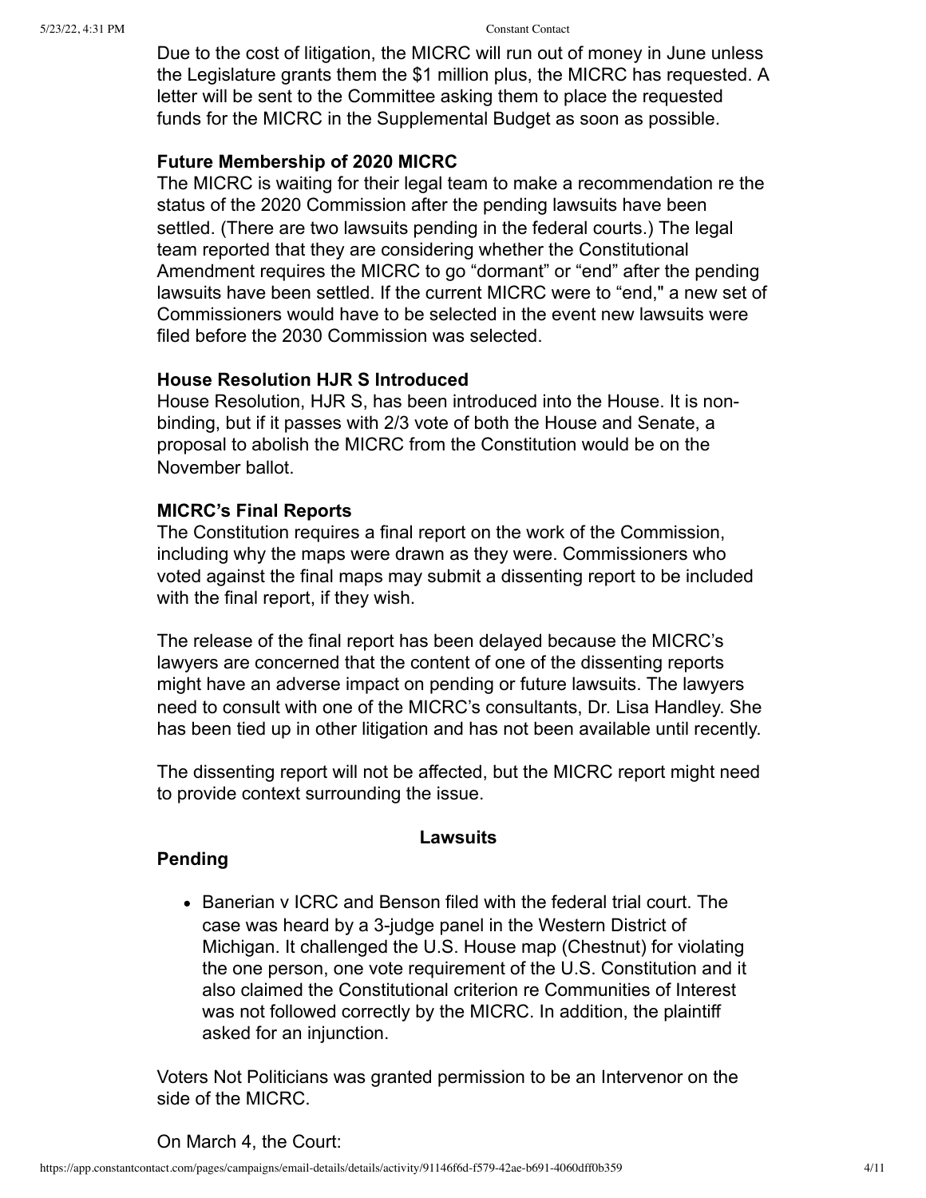Due to the cost of litigation, the MICRC will run out of money in June unless the Legislature grants them the $1 million plus, the MICRC has requested. A letter will be sent to the Committee asking them to place the requested funds for the MICRC in the Supplemental Budget as soon as possible.

**Future Membership of 2020 MICRC**

The MICRC is waiting for their legal team to make a recommendation re the status of the 2020 Commission after the pending lawsuits have been settled. (There are two lawsuits pending in the federal courts.) The legal team reported that they are considering whether the Constitutional Amendment requires the MICRC to go “dormant” or “end” after the pending lawsuits have been settled. If the current MICRC were to “end," a new set of Commissioners would have to be selected in the event new lawsuits were filed before the 2030 Commission was selected.

**House Resolution HJR S Introduced**

House Resolution, HJR S, has been introduced into the House. It is non-binding, but if it passes with 2/3 vote of both the House and Senate, a proposal to abolish the MICRC from the Constitution would be on the November ballot.

**MICRC’s Final Reports**

The Constitution requires a final report on the work of the Commission, including why the maps were drawn as they were. Commissioners who voted against the final maps may submit a dissenting report to be included with the final report, if they wish.

The release of the final report has been delayed because the MICRC’s lawyers are concerned that the content of one of the dissenting reports might have an adverse impact on pending or future lawsuits. The lawyers need to consult with one of the MICRC’s consultants, Dr. Lisa Handley. She has been tied up in other litigation and has not been available until recently.

The dissenting report will not be affected, but the MICRC report might need to provide context surrounding the issue.

**Lawsuits**

**Pending**

- Banerian v ICRC and Benson filed with the federal trial court. The case was heard by a 3-judge panel in the Western District of Michigan. It challenged the U.S. House map (Chestnut) for violating the one person, one vote requirement of the U.S. Constitution and it also claimed the Constitutional criterion re Communities of Interest was not followed correctly by the MICRC. In addition, the plaintiff asked for an injunction.

Voters Not Politicians was granted permission to be an Intervenor on the side of the MICRC.

On March 4, the Court: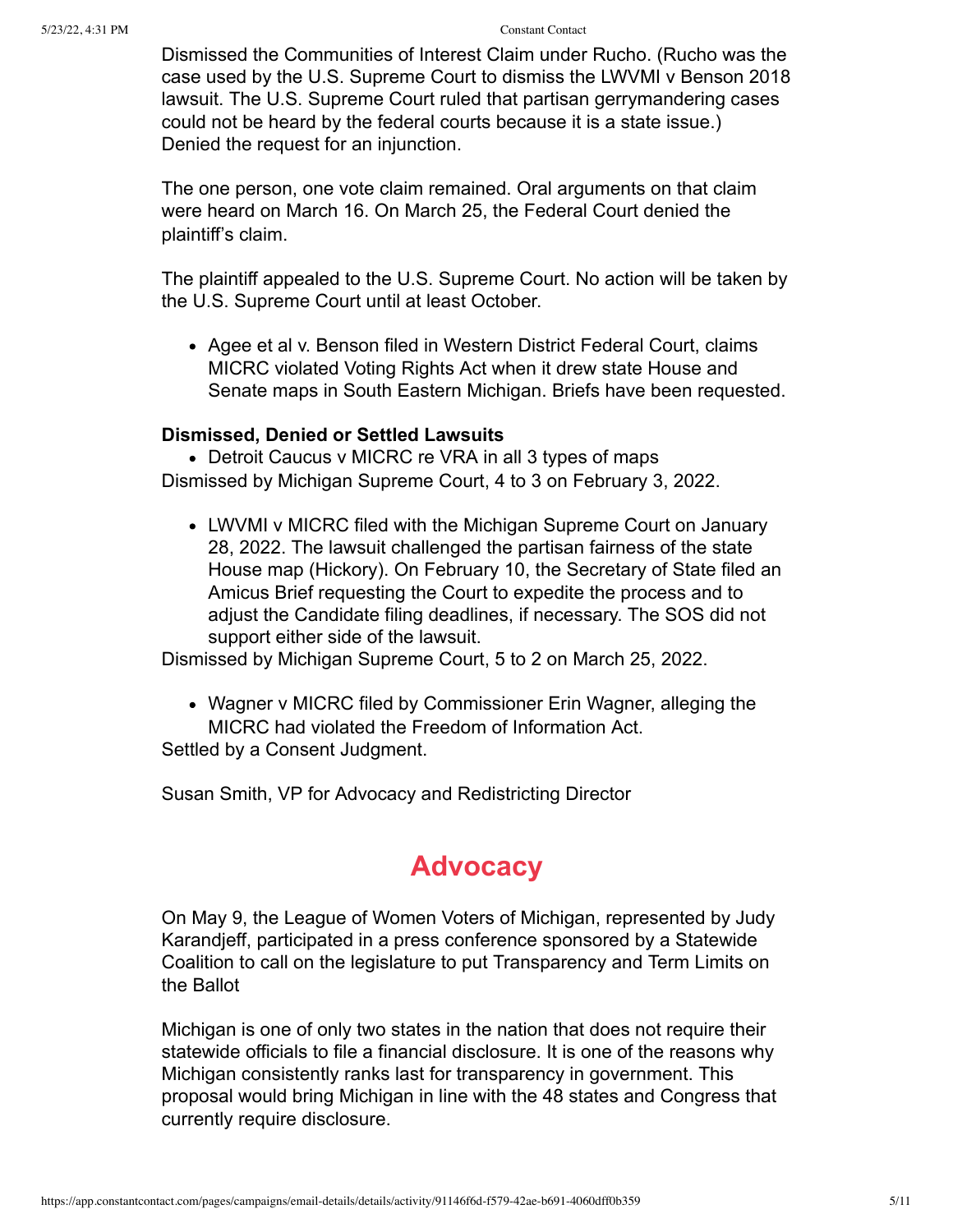Dismissed the Communities of Interest Claim under Rucho. (Rucho was the case used by the U.S. Supreme Court to dismiss the LWVMI v Benson 2018 lawsuit. The U.S. Supreme Court ruled that partisan gerrymandering cases could not be heard by the federal courts because it is a state issue.)
Denied the request for an injunction.

The one person, one vote claim remained. Oral arguments on that claim were heard on March 16. On March 25, the Federal Court denied the plaintiff's claim.

The plaintiff appealed to the U.S. Supreme Court. No action will be taken by the U.S. Supreme Court until at least October.

- Agee et al v. Benson filed in Western District Federal Court, claims MICRC violated Voting Rights Act when it drew state House and Senate maps in South Eastern Michigan. Briefs have been requested.

**Dismissed, Denied or Settled Lawsuits**

- Detroit Caucus v MICRC re VRA in all 3 types of maps

Dismissed by Michigan Supreme Court, 4 to 3 on February 3, 2022.

- LWVMI v MICRC filed with the Michigan Supreme Court on January 28, 2022. The lawsuit challenged the partisan fairness of the state House map (Hickory). On February 10, the Secretary of State filed an Amicus Brief requesting the Court to expedite the process and to adjust the Candidate filing deadlines, if necessary. The SOS did not support either side of the lawsuit.

Dismissed by Michigan Supreme Court, 5 to 2 on March 25, 2022.

- Wagner v MICRC filed by Commissioner Erin Wagner, alleging the MICRC had violated the Freedom of Information Act.

Settled by a Consent Judgment.

Susan Smith, VP for Advocacy and Redistricting Director

## Advocacy

On May 9, the League of Women Voters of Michigan, represented by Judy Karandjeff, participated in a press conference sponsored by a Statewide Coalition to call on the legislature to put Transparency and Term Limits on the Ballot

Michigan is one of only two states in the nation that does not require their statewide officials to file a financial disclosure. It is one of the reasons why Michigan consistently ranks last for transparency in government. This proposal would bring Michigan in line with the 48 states and Congress that currently require disclosure.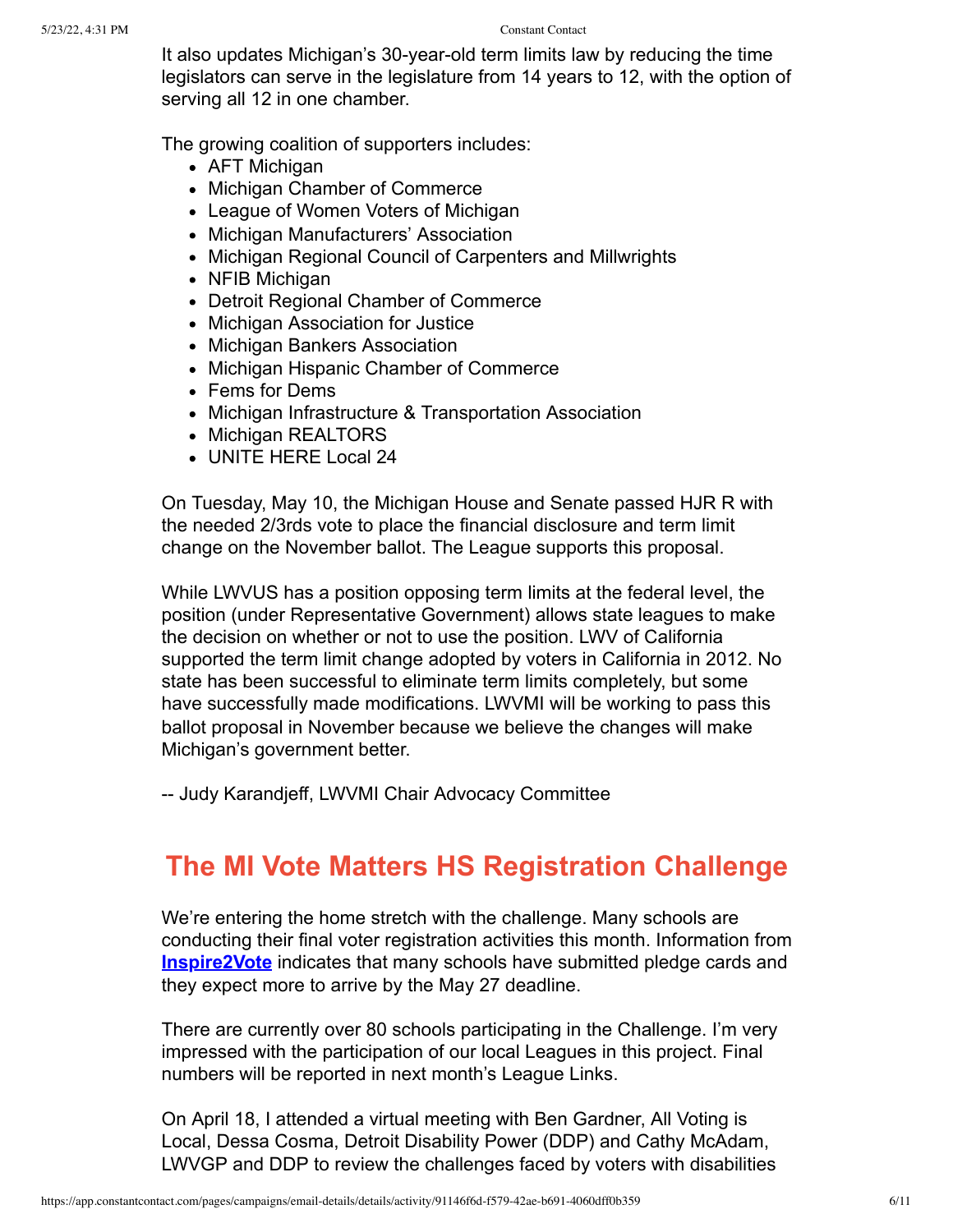It also updates Michigan's 30-year-old term limits law by reducing the time legislators can serve in the legislature from 14 years to 12, with the option of serving all 12 in one chamber.

The growing coalition of supporters includes:

- AFT Michigan
- Michigan Chamber of Commerce
- League of Women Voters of Michigan
- Michigan Manufacturers' Association
- Michigan Regional Council of Carpenters and Millwrights
- NFIB Michigan
- Detroit Regional Chamber of Commerce
- Michigan Association for Justice
- Michigan Bankers Association
- Michigan Hispanic Chamber of Commerce
- Fems for Dems
- Michigan Infrastructure & Transportation Association
- Michigan REALTORS
- UNITE HERE Local 24

On Tuesday, May 10, the Michigan House and Senate passed HJR R with the needed 2/3rds vote to place the financial disclosure and term limit change on the November ballot. The League supports this proposal.

While LWVUS has a position opposing term limits at the federal level, the position (under Representative Government) allows state leagues to make the decision on whether or not to use the position. LWV of California supported the term limit change adopted by voters in California in 2012. No state has been successful to eliminate term limits completely, but some have successfully made modifications. LWVMI will be working to pass this ballot proposal in November because we believe the changes will make Michigan's government better.

-- Judy Karandjeff, LWVMI Chair Advocacy Committee

## The MI Vote Matters HS Registration Challenge

We're entering the home stretch with the challenge. Many schools are conducting their final voter registration activities this month. Information from **Inspire2Vote** indicates that many schools have submitted pledge cards and they expect more to arrive by the May 27 deadline.

There are currently over 80 schools participating in the Challenge. I'm very impressed with the participation of our local Leagues in this project. Final numbers will be reported in next month's League Links.

On April 18, I attended a virtual meeting with Ben Gardner, All Voting is Local, Dessa Cosma, Detroit Disability Power (DDP) and Cathy McAdam, LWVGP and DDP to review the challenges faced by voters with disabilities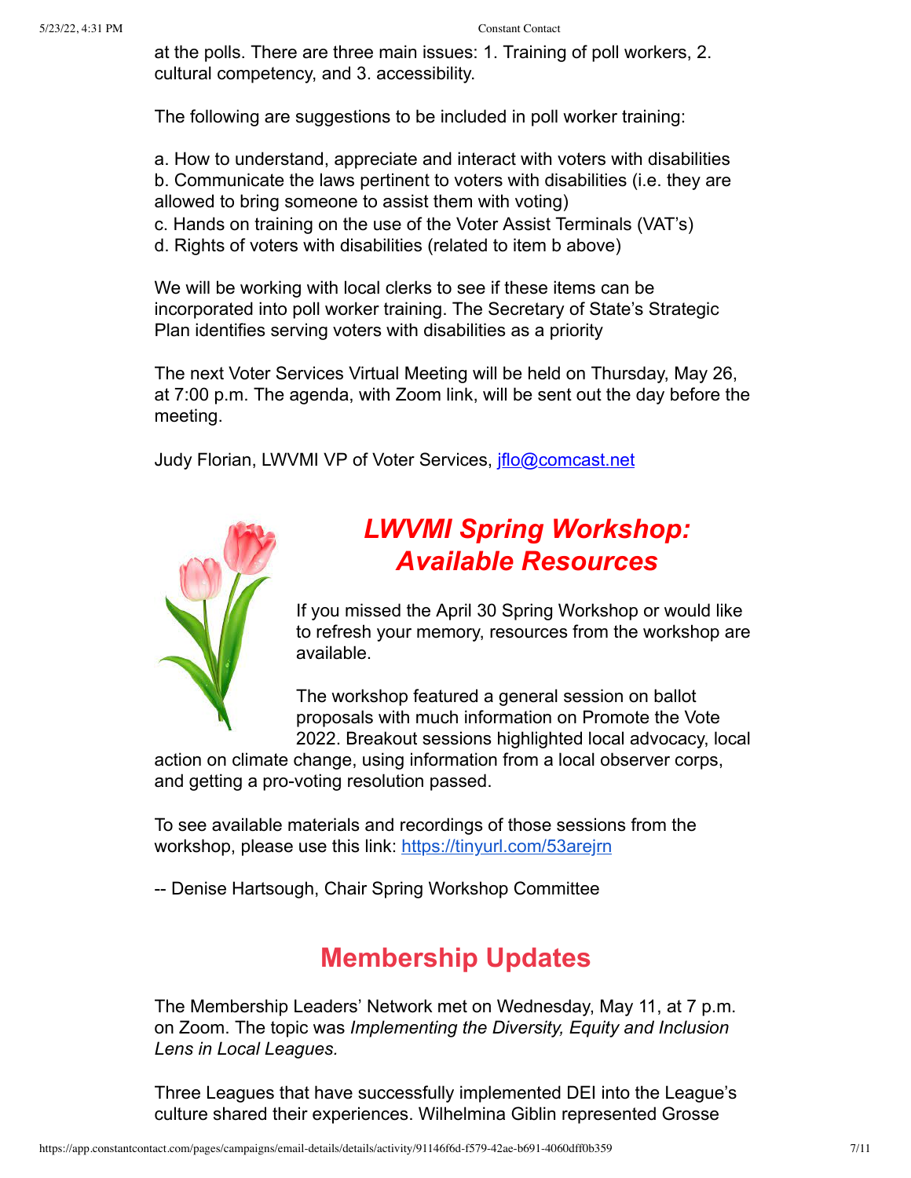at the polls. There are three main issues: 1. Training of poll workers, 2. cultural competency, and 3. accessibility.

The following are suggestions to be included in poll worker training:

a. How to understand, appreciate and interact with voters with disabilities
b. Communicate the laws pertinent to voters with disabilities (i.e. they are allowed to bring someone to assist them with voting)
c. Hands on training on the use of the Voter Assist Terminals (VAT's)
d. Rights of voters with disabilities (related to item b above)

We will be working with local clerks to see if these items can be incorporated into poll worker training. The Secretary of State's Strategic Plan identifies serving voters with disabilities as a priority

The next Voter Services Virtual Meeting will be held on Thursday, May 26, at 7:00 p.m. The agenda, with Zoom link, will be sent out the day before the meeting.

Judy Florian, LWVMI VP of Voter Services, jflo@comcast.net

## *LWVMI Spring Workshop: Available Resources*

If you missed the April 30 Spring Workshop or would like to refresh your memory, resources from the workshop are available.

The workshop featured a general session on ballot proposals with much information on Promote the Vote 2022. Breakout sessions highlighted local advocacy, local action on climate change, using information from a local observer corps, and getting a pro-voting resolution passed.

To see available materials and recordings of those sessions from the workshop, please use this link: https://tinyurl.com/53arejrn

-- Denise Hartsough, Chair Spring Workshop Committee

## Membership Updates

The Membership Leaders' Network met on Wednesday, May 11, at 7 p.m. on Zoom. The topic was *Implementing the Diversity, Equity and Inclusion Lens in Local Leagues.*

Three Leagues that have successfully implemented DEI into the League's culture shared their experiences. Wilhelmina Giblin represented Grosse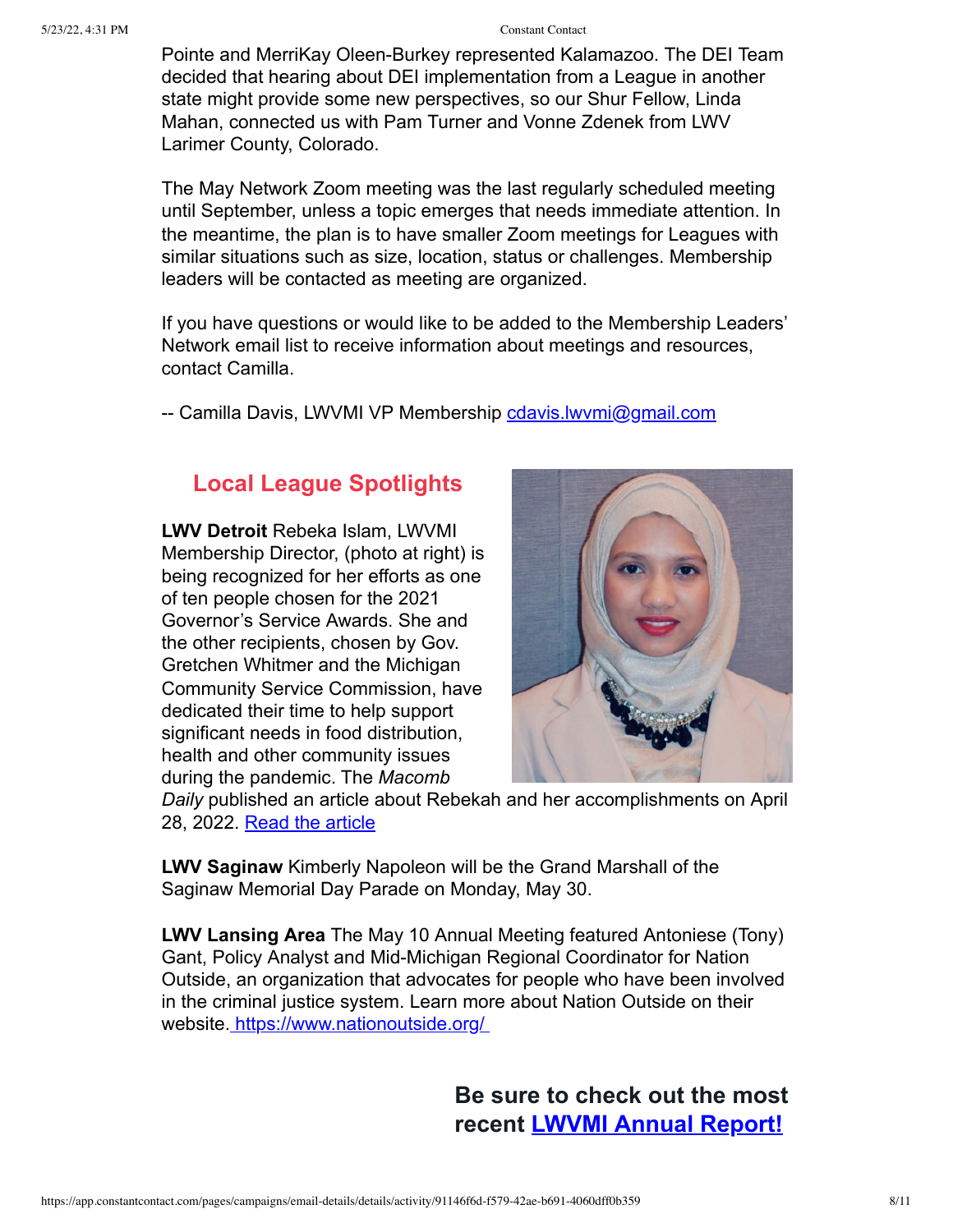Pointe and MerriKay Oleen-Burkey represented Kalamazoo. The DEI Team decided that hearing about DEI implementation from a League in another state might provide some new perspectives, so our Shur Fellow, Linda Mahan, connected us with Pam Turner and Vonne Zdenek from LWV Larimer County, Colorado.

The May Network Zoom meeting was the last regularly scheduled meeting until September, unless a topic emerges that needs immediate attention. In the meantime, the plan is to have smaller Zoom meetings for Leagues with similar situations such as size, location, status or challenges. Membership leaders will be contacted as meeting are organized.

If you have questions or would like to be added to the Membership Leaders' Network email list to receive information about meetings and resources, contact Camilla.

-- Camilla Davis, LWVMI VP Membership [cdavis.lwvmi@gmail.com](mailto:cdavis.lwvmi@gmail.com)

## Local League Spotlights

**LWV Detroit** Rebeka Islam, LWVMI Membership Director, (photo at right) is being recognized for her efforts as one of ten people chosen for the 2021 Governor's Service Awards. She and the other recipients, chosen by Gov. Gretchen Whitmer and the Michigan Community Service Commission, have dedicated their time to help support significant needs in food distribution, health and other community issues during the pandemic. The *Macomb Daily* published an article about Rebekah and her accomplishments on April 28, 2022. [Read the article]()

**LWV Saginaw** Kimberly Napoleon will be the Grand Marshall of the Saginaw Memorial Day Parade on Monday, May 30.

**LWV Lansing Area** The May 10 Annual Meeting featured Antoniese (Tony) Gant, Policy Analyst and Mid-Michigan Regional Coordinator for Nation Outside, an organization that advocates for people who have been involved in the criminal justice system. Learn more about Nation Outside on their website. [https://www.nationoutside.org/](https://www.nationoutside.org/)

### Be sure to check out the most recent [LWVMI Annual Report!]()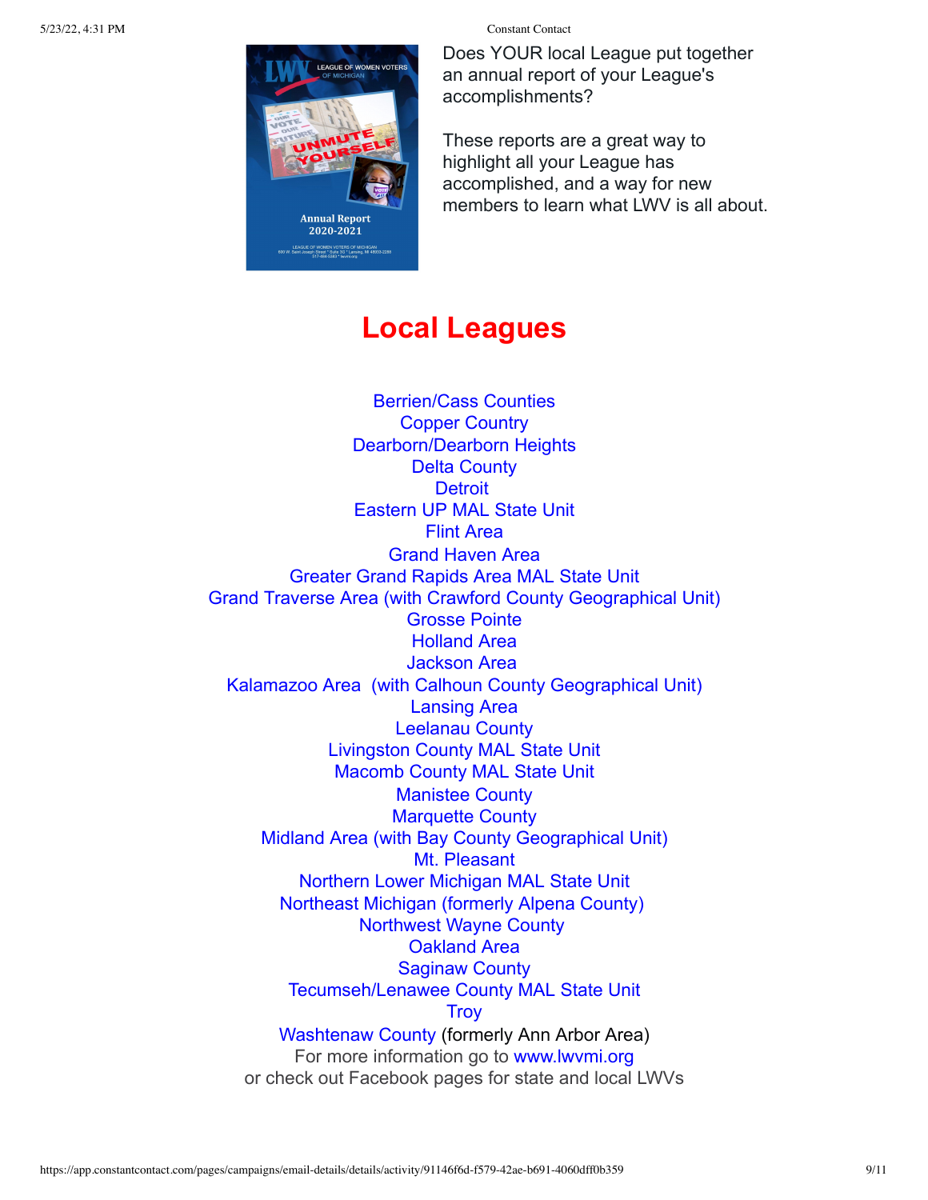Does YOUR local League put together an annual report of your League's accomplishments?

These reports are a great way to highlight all your League has accomplished, and a way for new members to learn what LWV is all about.

# Local Leagues

Berrien/Cass Counties
Copper Country
Dearborn/Dearborn Heights
Delta County
Detroit
Eastern UP MAL State Unit
Flint Area
Grand Haven Area
Greater Grand Rapids Area MAL State Unit
Grand Traverse Area (with Crawford County Geographical Unit)
Grosse Pointe
Holland Area
Jackson Area
Kalamazoo Area (with Calhoun County Geographical Unit)
Lansing Area
Leelanau County
Livingston County MAL State Unit
Macomb County MAL State Unit
Manistee County
Marquette County
Midland Area (with Bay County Geographical Unit)
Mt. Pleasant
Northern Lower Michigan MAL State Unit
Northeast Michigan (formerly Alpena County)
Northwest Wayne County
Oakland Area
Saginaw County
Tecumseh/Lenawee County MAL State Unit
Troy
Washtenaw County (formerly Ann Arbor Area)

For more information go to www.lwvmi.org
or check out Facebook pages for state and local LWVs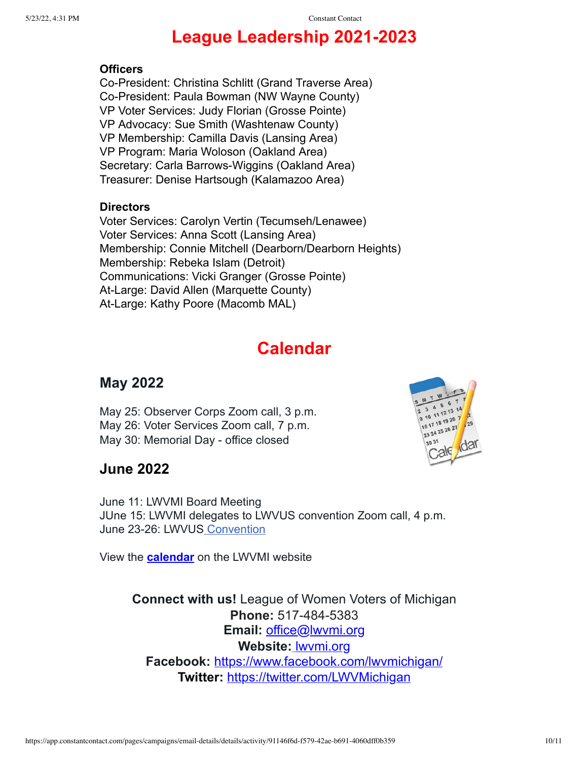# League Leadership 2021-2023

**Officers**

Co-President: Christina Schlitt (Grand Traverse Area)
Co-President: Paula Bowman (NW Wayne County)
VP Voter Services: Judy Florian (Grosse Pointe)
VP Advocacy: Sue Smith (Washtenaw County)
VP Membership: Camilla Davis (Lansing Area)
VP Program: Maria Woloson (Oakland Area)
Secretary: Carla Barrows-Wiggins (Oakland Area)
Treasurer: Denise Hartsough (Kalamazoo Area)

**Directors**

Voter Services: Carolyn Vertin (Tecumseh/Lenawee)
Voter Services: Anna Scott (Lansing Area)
Membership: Connie Mitchell (Dearborn/Dearborn Heights)
Membership: Rebeka Islam (Detroit)
Communications: Vicki Granger (Grosse Pointe)
At-Large: David Allen (Marquette County)
At-Large: Kathy Poore (Macomb MAL)

# Calendar

## May 2022

May 25: Observer Corps Zoom call, 3 p.m.
May 26: Voter Services Zoom call, 7 p.m.
May 30: Memorial Day - office closed

## June 2022

June 11: LWVMI Board Meeting
JUne 15: LWVMI delegates to LWVUS convention Zoom call, 4 p.m.
June 23-26: LWVUS Convention

View the **calendar** on the LWVMI website

**Connect with us!** League of Women Voters of Michigan
**Phone:** 517-484-5383
**Email:** office@lwvmi.org
**Website:** lwvmi.org
**Facebook:** https://www.facebook.com/lwvmichigan/
**Twitter:** https://twitter.com/LWVMichigan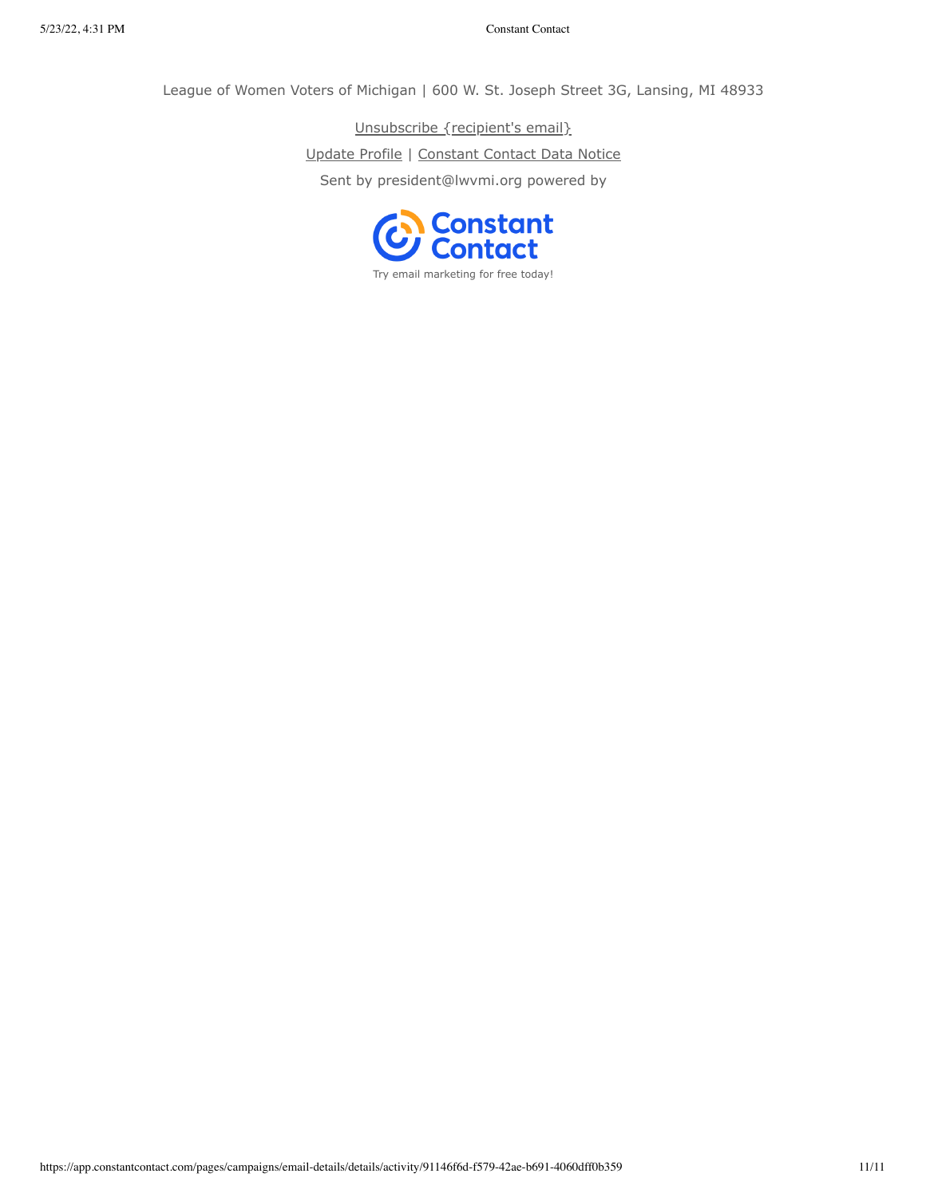League of Women Voters of Michigan | 600 W. St. Joseph Street 3G, Lansing, MI 48933

Unsubscribe {recipient's email}

Update Profile | Constant Contact Data Notice

Sent by president@lwvmi.org powered by

Constant Contact

Try email marketing for free today!